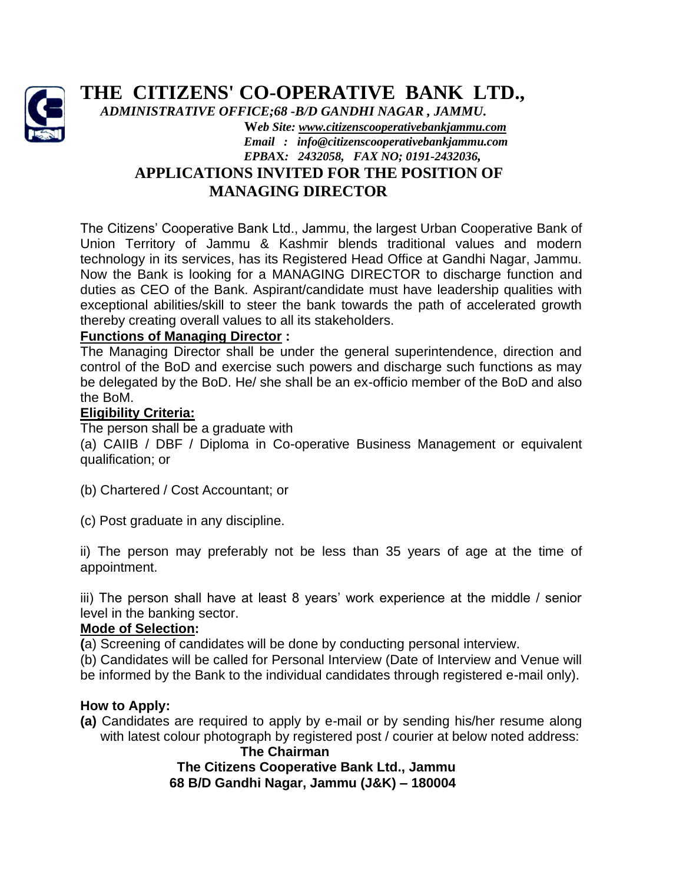# THE CITIZENS' CO-OPERATIVE BANK LTD.,

***ADMINISTRATIVE OFFICE;68 -B/D GANDHI NAGAR , JAMMU.***

***Web Site: www.citizenscooperativebankjammu.com***

***Email : info@citizenscooperativebankjammu.com***

***EPBAX: 2432058, FAX NO; 0191-2432036,***

## APPLICATIONS INVITED FOR THE POSITION OF MANAGING DIRECTOR

The Citizens' Cooperative Bank Ltd., Jammu, the largest Urban Cooperative Bank of Union Territory of Jammu & Kashmir blends traditional values and modern technology in its services, has its Registered Head Office at Gandhi Nagar, Jammu. Now the Bank is looking for a MANAGING DIRECTOR to discharge function and duties as CEO of the Bank. Aspirant/candidate must have leadership qualities with exceptional abilities/skill to steer the bank towards the path of accelerated growth thereby creating overall values to all its stakeholders.

**Functions of Managing Director :**

The Managing Director shall be under the general superintendence, direction and control of the BoD and exercise such powers and discharge such functions as may be delegated by the BoD. He/ she shall be an ex-officio member of the BoD and also the BoM.

**Eligibility Criteria:**

The person shall be a graduate with

(a) CAIIB / DBF / Diploma in Co-operative Business Management or equivalent qualification; or

(b) Chartered / Cost Accountant; or

(c) Post graduate in any discipline.

ii) The person may preferably not be less than 35 years of age at the time of appointment.

iii) The person shall have at least 8 years' work experience at the middle / senior level in the banking sector.

**Mode of Selection:**

**(**a) Screening of candidates will be done by conducting personal interview.

(b) Candidates will be called for Personal Interview (Date of Interview and Venue will be informed by the Bank to the individual candidates through registered e-mail only).

**How to Apply:**

**(a)** Candidates are required to apply by e-mail or by sending his/her resume along with latest colour photograph by registered post / courier at below noted address:

**The Chairman**
**The Citizens Cooperative Bank Ltd., Jammu**
**68 B/D Gandhi Nagar, Jammu (J&K) – 180004**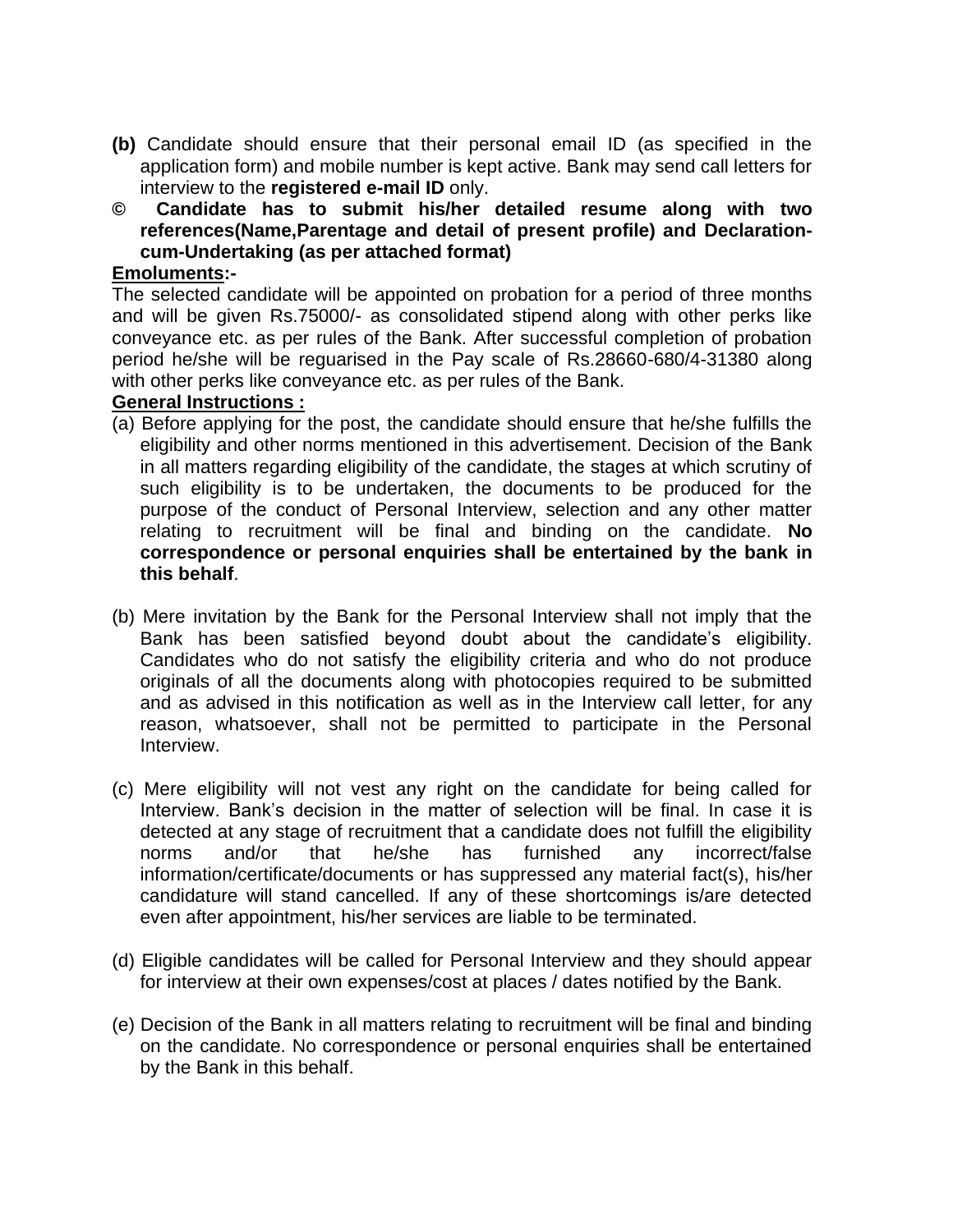**(b)** Candidate should ensure that their personal email ID (as specified in the application form) and mobile number is kept active. Bank may send call letters for interview to the **registered e-mail ID** only.

**© Candidate has to submit his/her detailed resume along with two references(Name,Parentage and detail of present profile) and Declaration-cum-Undertaking (as per attached format)**

**<u>Emoluments</u>:-**

The selected candidate will be appointed on probation for a period of three months and will be given Rs.75000/- as consolidated stipend along with other perks like conveyance etc. as per rules of the Bank. After successful completion of probation period he/she will be reguarised in the Pay scale of Rs.28660-680/4-31380 along with other perks like conveyance etc. as per rules of the Bank.

**<u>General Instructions :</u>**

(a) Before applying for the post, the candidate should ensure that he/she fulfills the eligibility and other norms mentioned in this advertisement. Decision of the Bank in all matters regarding eligibility of the candidate, the stages at which scrutiny of such eligibility is to be undertaken, the documents to be produced for the purpose of the conduct of Personal Interview, selection and any other matter relating to recruitment will be final and binding on the candidate. **No correspondence or personal enquiries shall be entertained by the bank in this behalf**.

(b) Mere invitation by the Bank for the Personal Interview shall not imply that the Bank has been satisfied beyond doubt about the candidate's eligibility. Candidates who do not satisfy the eligibility criteria and who do not produce originals of all the documents along with photocopies required to be submitted and as advised in this notification as well as in the Interview call letter, for any reason, whatsoever, shall not be permitted to participate in the Personal Interview.

(c) Mere eligibility will not vest any right on the candidate for being called for Interview. Bank's decision in the matter of selection will be final. In case it is detected at any stage of recruitment that a candidate does not fulfill the eligibility norms and/or that he/she has furnished any incorrect/false information/certificate/documents or has suppressed any material fact(s), his/her candidature will stand cancelled. If any of these shortcomings is/are detected even after appointment, his/her services are liable to be terminated.

(d) Eligible candidates will be called for Personal Interview and they should appear for interview at their own expenses/cost at places / dates notified by the Bank.

(e) Decision of the Bank in all matters relating to recruitment will be final and binding on the candidate. No correspondence or personal enquiries shall be entertained by the Bank in this behalf.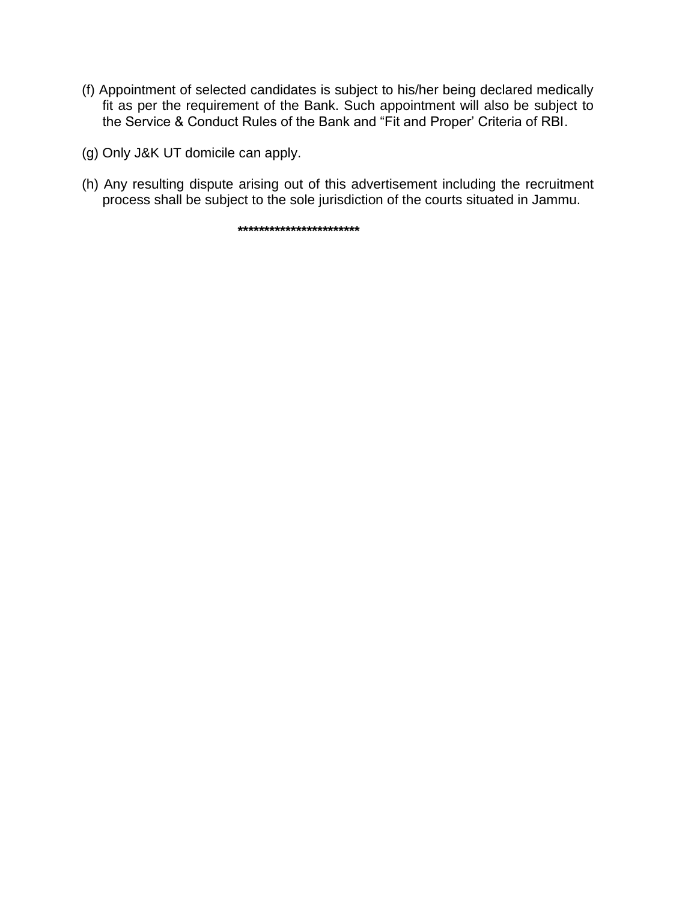(f) Appointment of selected candidates is subject to his/her being declared medically fit as per the requirement of the Bank. Such appointment will also be subject to the Service & Conduct Rules of the Bank and "Fit and Proper' Criteria of RBI.

(g) Only J&K UT domicile can apply.

(h) Any resulting dispute arising out of this advertisement including the recruitment process shall be subject to the sole jurisdiction of the courts situated in Jammu.

**\*\*\*\*\*\*\*\*\*\*\*\*\*\*\*\*\*\*\*\*\*\*\*\***